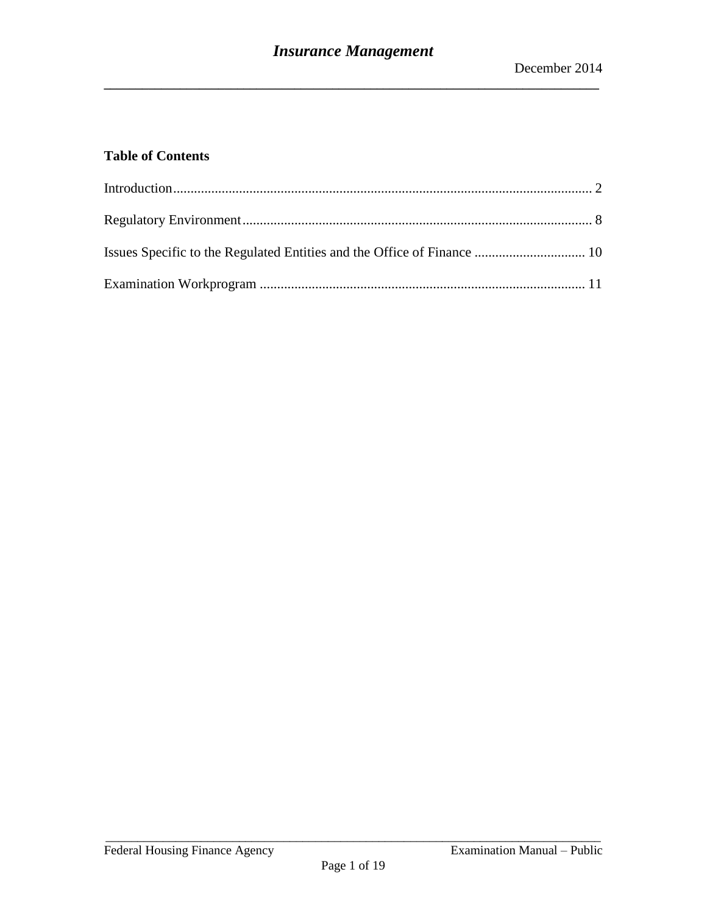# Insurance Management

December 2014

## Table of Contents

Introduction........................................................................................................................ 2

Regulatory Environment.................................................................................................... 8

Issues Specific to the Regulated Entities and the Office of Finance ................................ 10

Examination Workprogram ............................................................................................. 11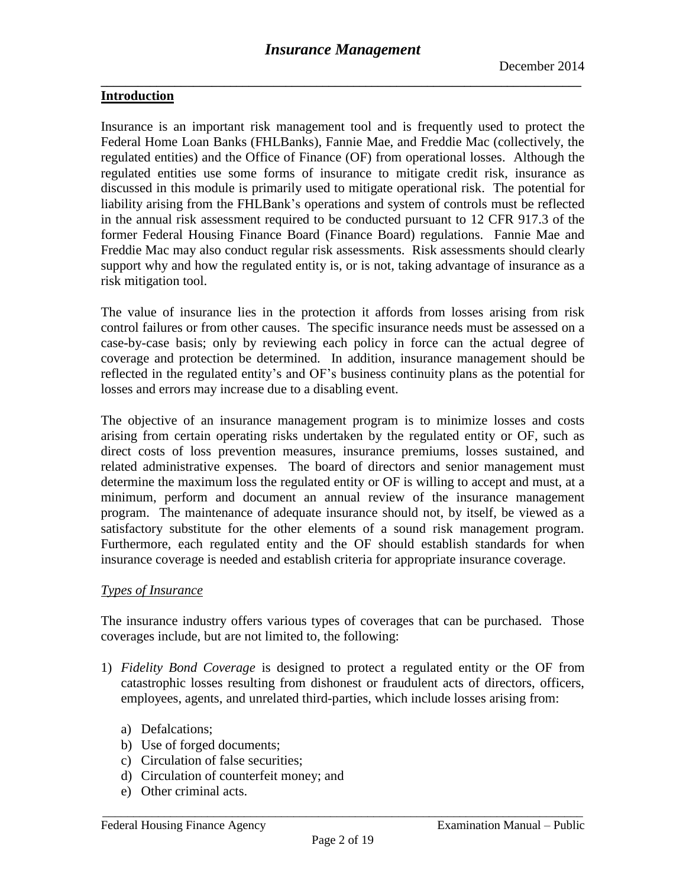## Introduction

Insurance is an important risk management tool and is frequently used to protect the Federal Home Loan Banks (FHLBanks), Fannie Mae, and Freddie Mac (collectively, the regulated entities) and the Office of Finance (OF) from operational losses. Although the regulated entities use some forms of insurance to mitigate credit risk, insurance as discussed in this module is primarily used to mitigate operational risk. The potential for liability arising from the FHLBank's operations and system of controls must be reflected in the annual risk assessment required to be conducted pursuant to 12 CFR 917.3 of the former Federal Housing Finance Board (Finance Board) regulations. Fannie Mae and Freddie Mac may also conduct regular risk assessments. Risk assessments should clearly support why and how the regulated entity is, or is not, taking advantage of insurance as a risk mitigation tool.

The value of insurance lies in the protection it affords from losses arising from risk control failures or from other causes. The specific insurance needs must be assessed on a case-by-case basis; only by reviewing each policy in force can the actual degree of coverage and protection be determined. In addition, insurance management should be reflected in the regulated entity's and OF's business continuity plans as the potential for losses and errors may increase due to a disabling event.

The objective of an insurance management program is to minimize losses and costs arising from certain operating risks undertaken by the regulated entity or OF, such as direct costs of loss prevention measures, insurance premiums, losses sustained, and related administrative expenses. The board of directors and senior management must determine the maximum loss the regulated entity or OF is willing to accept and must, at a minimum, perform and document an annual review of the insurance management program. The maintenance of adequate insurance should not, by itself, be viewed as a satisfactory substitute for the other elements of a sound risk management program. Furthermore, each regulated entity and the OF should establish standards for when insurance coverage is needed and establish criteria for appropriate insurance coverage.

### *Types of Insurance*

The insurance industry offers various types of coverages that can be purchased. Those coverages include, but are not limited to, the following:

1) *Fidelity Bond Coverage* is designed to protect a regulated entity or the OF from catastrophic losses resulting from dishonest or fraudulent acts of directors, officers, employees, agents, and unrelated third-parties, which include losses arising from:

   a) Defalcations;
   b) Use of forged documents;
   c) Circulation of false securities;
   d) Circulation of counterfeit money; and
   e) Other criminal acts.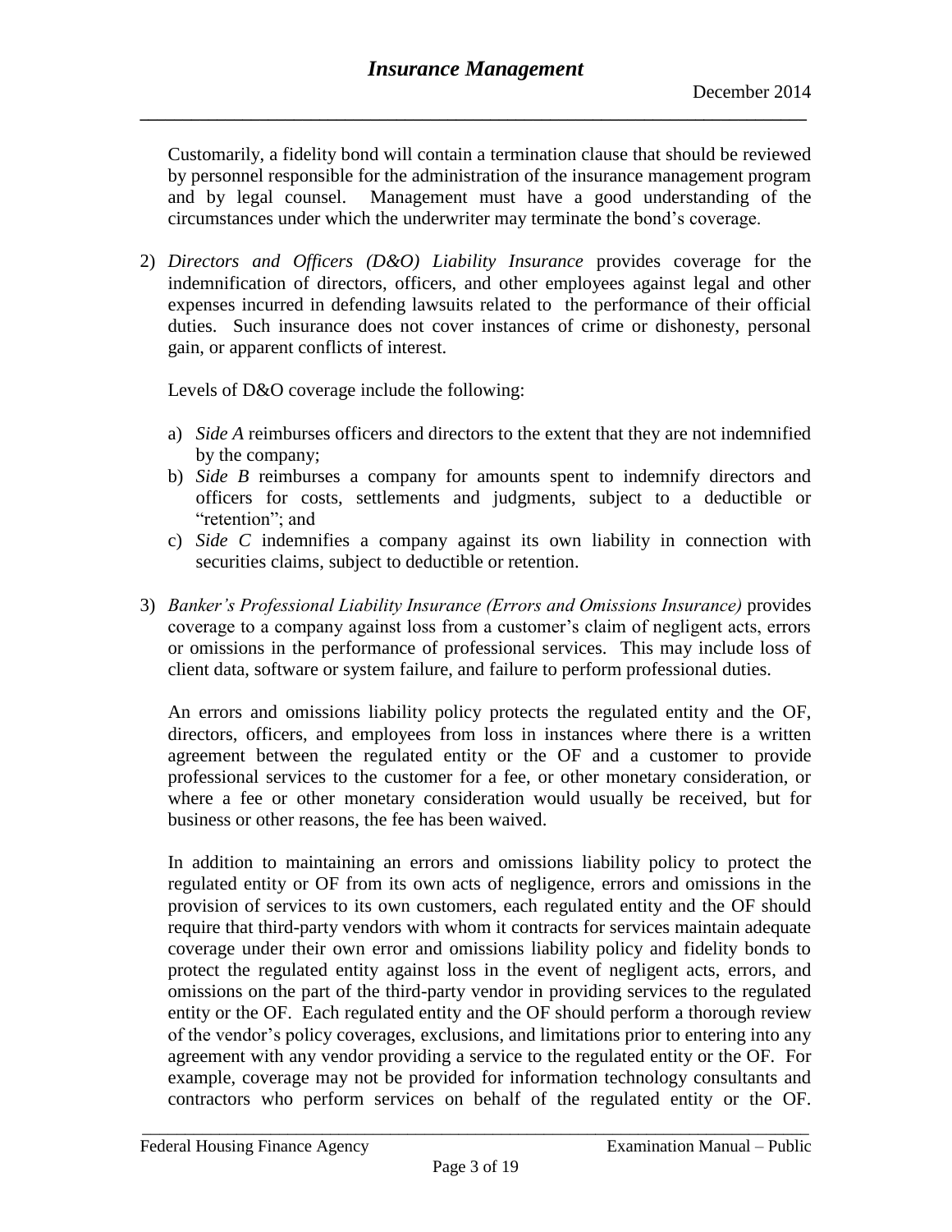Customarily, a fidelity bond will contain a termination clause that should be reviewed by personnel responsible for the administration of the insurance management program and by legal counsel. Management must have a good understanding of the circumstances under which the underwriter may terminate the bond's coverage.

2) *Directors and Officers (D&O) Liability Insurance* provides coverage for the indemnification of directors, officers, and other employees against legal and other expenses incurred in defending lawsuits related to the performance of their official duties. Such insurance does not cover instances of crime or dishonesty, personal gain, or apparent conflicts of interest.

   Levels of D&O coverage include the following:

   a) *Side A* reimburses officers and directors to the extent that they are not indemnified by the company;
   b) *Side B* reimburses a company for amounts spent to indemnify directors and officers for costs, settlements and judgments, subject to a deductible or "retention"; and
   c) *Side C* indemnifies a company against its own liability in connection with securities claims, subject to deductible or retention.

3) *Banker's Professional Liability Insurance (Errors and Omissions Insurance)* provides coverage to a company against loss from a customer's claim of negligent acts, errors or omissions in the performance of professional services. This may include loss of client data, software or system failure, and failure to perform professional duties.

   An errors and omissions liability policy protects the regulated entity and the OF, directors, officers, and employees from loss in instances where there is a written agreement between the regulated entity or the OF and a customer to provide professional services to the customer for a fee, or other monetary consideration, or where a fee or other monetary consideration would usually be received, but for business or other reasons, the fee has been waived.

   In addition to maintaining an errors and omissions liability policy to protect the regulated entity or OF from its own acts of negligence, errors and omissions in the provision of services to its own customers, each regulated entity and the OF should require that third-party vendors with whom it contracts for services maintain adequate coverage under their own error and omissions liability policy and fidelity bonds to protect the regulated entity against loss in the event of negligent acts, errors, and omissions on the part of the third-party vendor in providing services to the regulated entity or the OF. Each regulated entity and the OF should perform a thorough review of the vendor's policy coverages, exclusions, and limitations prior to entering into any agreement with any vendor providing a service to the regulated entity or the OF. For example, coverage may not be provided for information technology consultants and contractors who perform services on behalf of the regulated entity or the OF.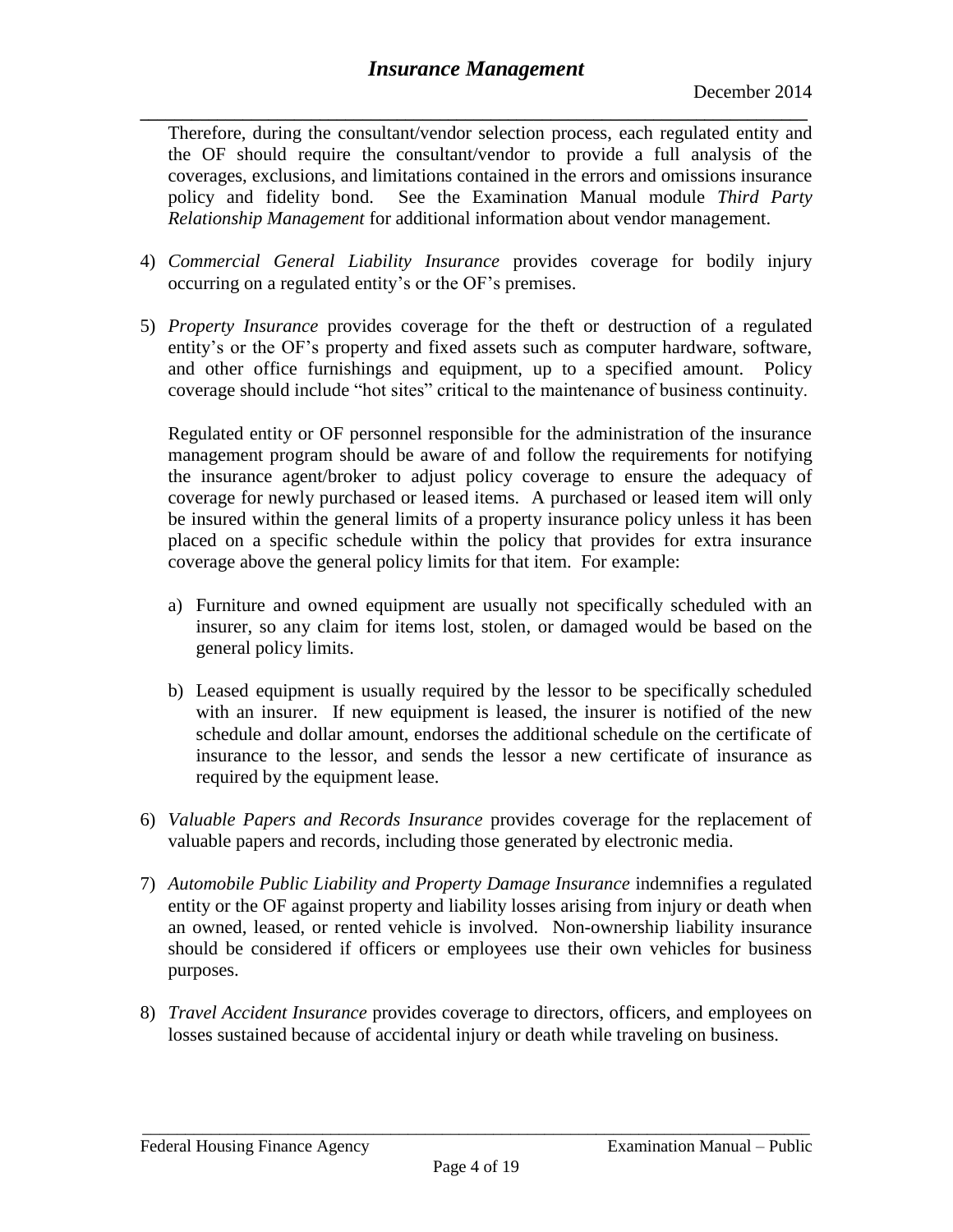Therefore, during the consultant/vendor selection process, each regulated entity and the OF should require the consultant/vendor to provide a full analysis of the coverages, exclusions, and limitations contained in the errors and omissions insurance policy and fidelity bond. See the Examination Manual module *Third Party Relationship Management* for additional information about vendor management.

4) *Commercial General Liability Insurance* provides coverage for bodily injury occurring on a regulated entity's or the OF's premises.

5) *Property Insurance* provides coverage for the theft or destruction of a regulated entity's or the OF's property and fixed assets such as computer hardware, software, and other office furnishings and equipment, up to a specified amount. Policy coverage should include "hot sites" critical to the maintenance of business continuity.

   Regulated entity or OF personnel responsible for the administration of the insurance management program should be aware of and follow the requirements for notifying the insurance agent/broker to adjust policy coverage to ensure the adequacy of coverage for newly purchased or leased items. A purchased or leased item will only be insured within the general limits of a property insurance policy unless it has been placed on a specific schedule within the policy that provides for extra insurance coverage above the general policy limits for that item. For example:

   a) Furniture and owned equipment are usually not specifically scheduled with an insurer, so any claim for items lost, stolen, or damaged would be based on the general policy limits.

   b) Leased equipment is usually required by the lessor to be specifically scheduled with an insurer. If new equipment is leased, the insurer is notified of the new schedule and dollar amount, endorses the additional schedule on the certificate of insurance to the lessor, and sends the lessor a new certificate of insurance as required by the equipment lease.

6) *Valuable Papers and Records Insurance* provides coverage for the replacement of valuable papers and records, including those generated by electronic media.

7) *Automobile Public Liability and Property Damage Insurance* indemnifies a regulated entity or the OF against property and liability losses arising from injury or death when an owned, leased, or rented vehicle is involved. Non-ownership liability insurance should be considered if officers or employees use their own vehicles for business purposes.

8) *Travel Accident Insurance* provides coverage to directors, officers, and employees on losses sustained because of accidental injury or death while traveling on business.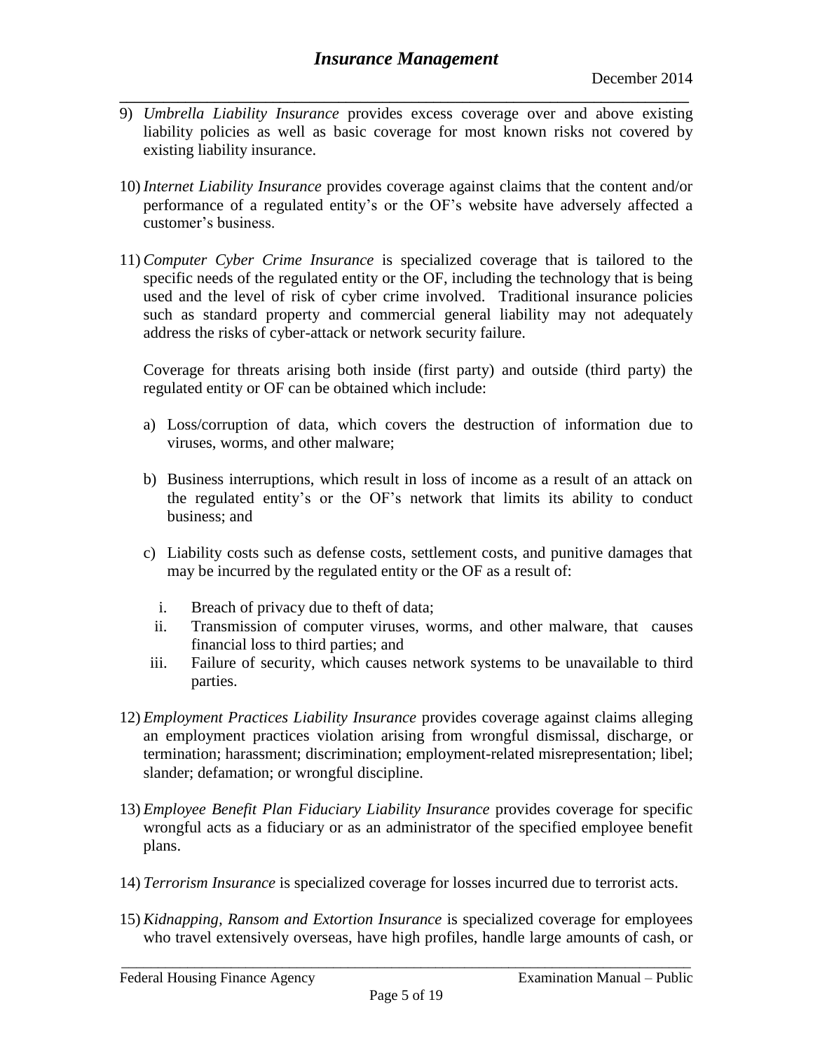9) *Umbrella Liability Insurance* provides excess coverage over and above existing liability policies as well as basic coverage for most known risks not covered by existing liability insurance.

10) *Internet Liability Insurance* provides coverage against claims that the content and/or performance of a regulated entity's or the OF's website have adversely affected a customer's business.

11) *Computer Cyber Crime Insurance* is specialized coverage that is tailored to the specific needs of the regulated entity or the OF, including the technology that is being used and the level of risk of cyber crime involved. Traditional insurance policies such as standard property and commercial general liability may not adequately address the risks of cyber-attack or network security failure.

    Coverage for threats arising both inside (first party) and outside (third party) the regulated entity or OF can be obtained which include:

    a) Loss/corruption of data, which covers the destruction of information due to viruses, worms, and other malware;

    b) Business interruptions, which result in loss of income as a result of an attack on the regulated entity's or the OF's network that limits its ability to conduct business; and

    c) Liability costs such as defense costs, settlement costs, and punitive damages that may be incurred by the regulated entity or the OF as a result of:

        i. Breach of privacy due to theft of data;
        ii. Transmission of computer viruses, worms, and other malware, that causes financial loss to third parties; and
        iii. Failure of security, which causes network systems to be unavailable to third parties.

12) *Employment Practices Liability Insurance* provides coverage against claims alleging an employment practices violation arising from wrongful dismissal, discharge, or termination; harassment; discrimination; employment-related misrepresentation; libel; slander; defamation; or wrongful discipline.

13) *Employee Benefit Plan Fiduciary Liability Insurance* provides coverage for specific wrongful acts as a fiduciary or as an administrator of the specified employee benefit plans.

14) *Terrorism Insurance* is specialized coverage for losses incurred due to terrorist acts.

15) *Kidnapping, Ransom and Extortion Insurance* is specialized coverage for employees who travel extensively overseas, have high profiles, handle large amounts of cash, or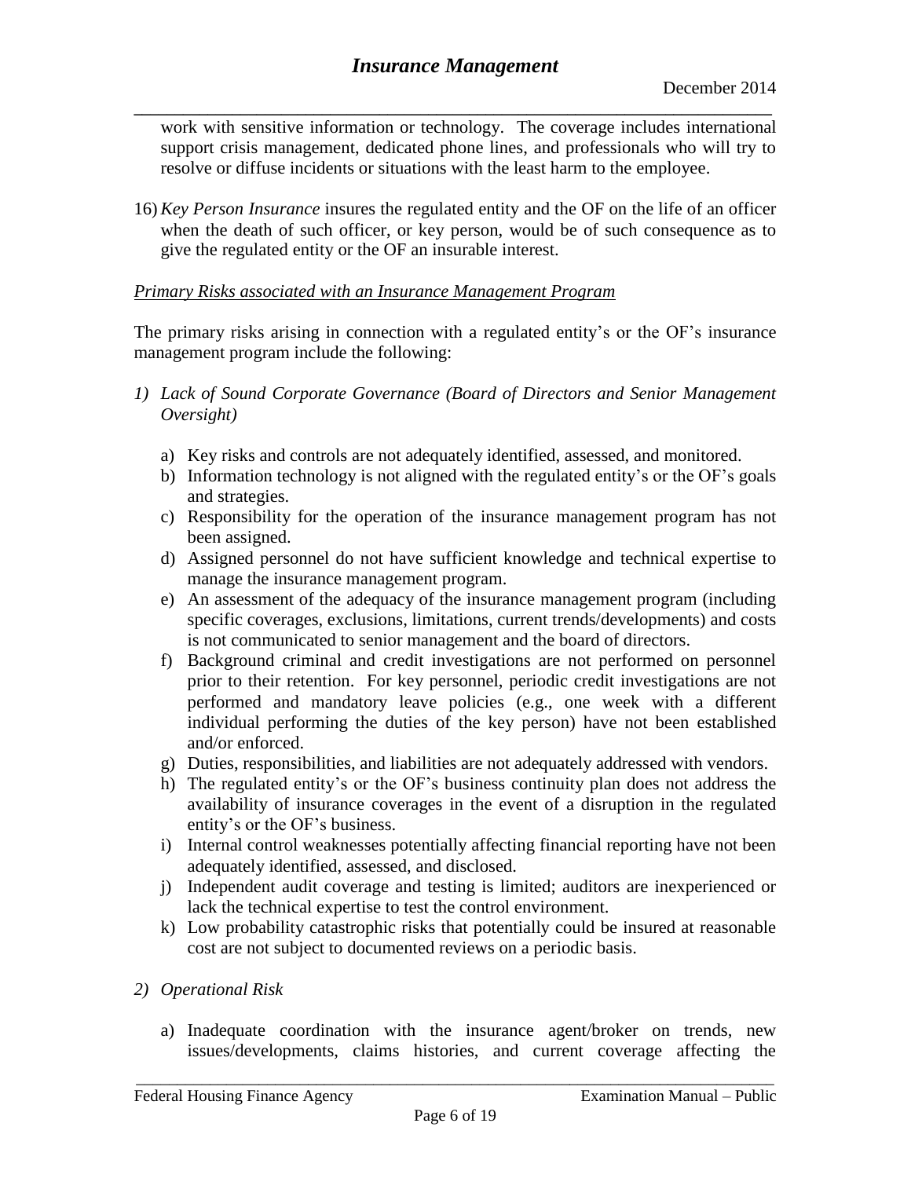work with sensitive information or technology. The coverage includes international support crisis management, dedicated phone lines, and professionals who will try to resolve or diffuse incidents or situations with the least harm to the employee.

16) *Key Person Insurance* insures the regulated entity and the OF on the life of an officer when the death of such officer, or key person, would be of such consequence as to give the regulated entity or the OF an insurable interest.

*Primary Risks associated with an Insurance Management Program*

The primary risks arising in connection with a regulated entity's or the OF's insurance management program include the following:

1) *Lack of Sound Corporate Governance (Board of Directors and Senior Management Oversight)*

   a) Key risks and controls are not adequately identified, assessed, and monitored.
   b) Information technology is not aligned with the regulated entity's or the OF's goals and strategies.
   c) Responsibility for the operation of the insurance management program has not been assigned.
   d) Assigned personnel do not have sufficient knowledge and technical expertise to manage the insurance management program.
   e) An assessment of the adequacy of the insurance management program (including specific coverages, exclusions, limitations, current trends/developments) and costs is not communicated to senior management and the board of directors.
   f) Background criminal and credit investigations are not performed on personnel prior to their retention. For key personnel, periodic credit investigations are not performed and mandatory leave policies (e.g., one week with a different individual performing the duties of the key person) have not been established and/or enforced.
   g) Duties, responsibilities, and liabilities are not adequately addressed with vendors.
   h) The regulated entity's or the OF's business continuity plan does not address the availability of insurance coverages in the event of a disruption in the regulated entity's or the OF's business.
   i) Internal control weaknesses potentially affecting financial reporting have not been adequately identified, assessed, and disclosed.
   j) Independent audit coverage and testing is limited; auditors are inexperienced or lack the technical expertise to test the control environment.
   k) Low probability catastrophic risks that potentially could be insured at reasonable cost are not subject to documented reviews on a periodic basis.

2) *Operational Risk*

   a) Inadequate coordination with the insurance agent/broker on trends, new issues/developments, claims histories, and current coverage affecting the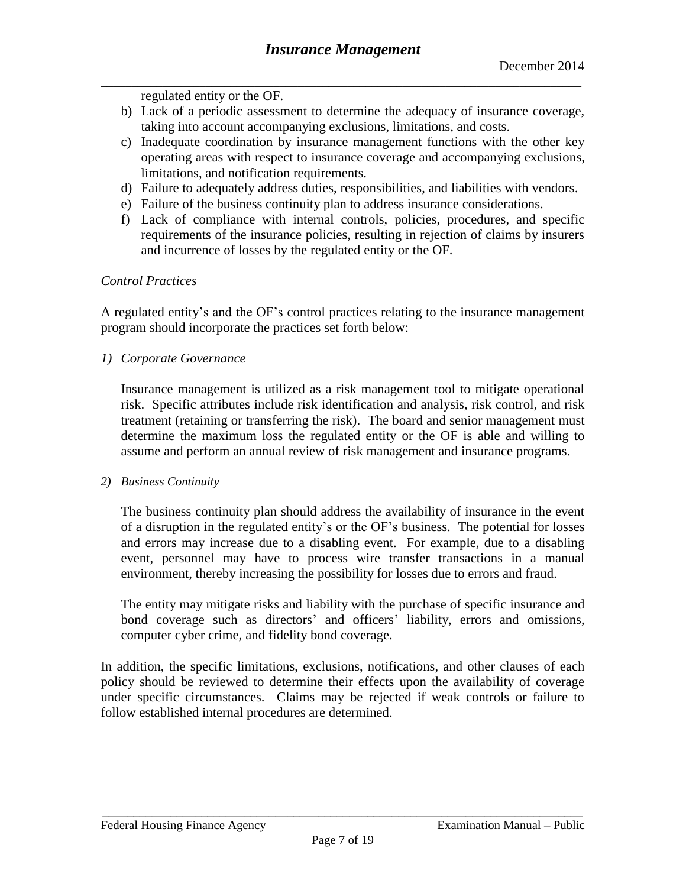regulated entity or the OF.

b) Lack of a periodic assessment to determine the adequacy of insurance coverage, taking into account accompanying exclusions, limitations, and costs.
c) Inadequate coordination by insurance management functions with the other key operating areas with respect to insurance coverage and accompanying exclusions, limitations, and notification requirements.
d) Failure to adequately address duties, responsibilities, and liabilities with vendors.
e) Failure of the business continuity plan to address insurance considerations.
f) Lack of compliance with internal controls, policies, procedures, and specific requirements of the insurance policies, resulting in rejection of claims by insurers and incurrence of losses by the regulated entity or the OF.

*Control Practices*

A regulated entity's and the OF's control practices relating to the insurance management program should incorporate the practices set forth below:

*1) Corporate Governance*

Insurance management is utilized as a risk management tool to mitigate operational risk. Specific attributes include risk identification and analysis, risk control, and risk treatment (retaining or transferring the risk). The board and senior management must determine the maximum loss the regulated entity or the OF is able and willing to assume and perform an annual review of risk management and insurance programs.

*2) Business Continuity*

The business continuity plan should address the availability of insurance in the event of a disruption in the regulated entity's or the OF's business. The potential for losses and errors may increase due to a disabling event. For example, due to a disabling event, personnel may have to process wire transfer transactions in a manual environment, thereby increasing the possibility for losses due to errors and fraud.

The entity may mitigate risks and liability with the purchase of specific insurance and bond coverage such as directors' and officers' liability, errors and omissions, computer cyber crime, and fidelity bond coverage.

In addition, the specific limitations, exclusions, notifications, and other clauses of each policy should be reviewed to determine their effects upon the availability of coverage under specific circumstances. Claims may be rejected if weak controls or failure to follow established internal procedures are determined.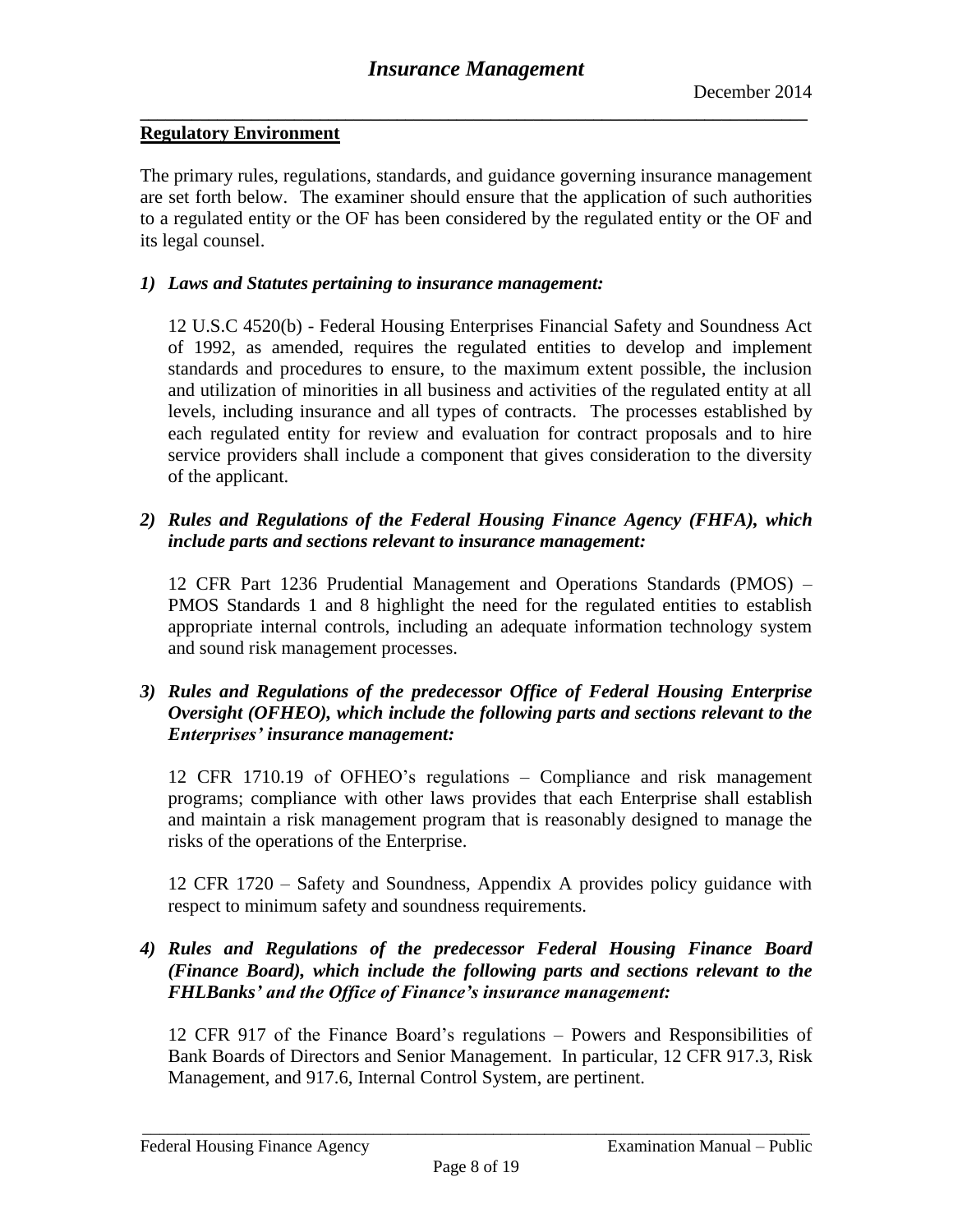## Regulatory Environment

The primary rules, regulations, standards, and guidance governing insurance management are set forth below. The examiner should ensure that the application of such authorities to a regulated entity or the OF has been considered by the regulated entity or the OF and its legal counsel.

1) ***Laws and Statutes pertaining to insurance management:***

   12 U.S.C 4520(b) - Federal Housing Enterprises Financial Safety and Soundness Act of 1992, as amended, requires the regulated entities to develop and implement standards and procedures to ensure, to the maximum extent possible, the inclusion and utilization of minorities in all business and activities of the regulated entity at all levels, including insurance and all types of contracts. The processes established by each regulated entity for review and evaluation for contract proposals and to hire service providers shall include a component that gives consideration to the diversity of the applicant.

2) ***Rules and Regulations of the Federal Housing Finance Agency (FHFA), which include parts and sections relevant to insurance management:***

   12 CFR Part 1236 Prudential Management and Operations Standards (PMOS) – PMOS Standards 1 and 8 highlight the need for the regulated entities to establish appropriate internal controls, including an adequate information technology system and sound risk management processes.

3) ***Rules and Regulations of the predecessor Office of Federal Housing Enterprise Oversight (OFHEO), which include the following parts and sections relevant to the Enterprises' insurance management:***

   12 CFR 1710.19 of OFHEO's regulations – Compliance and risk management programs; compliance with other laws provides that each Enterprise shall establish and maintain a risk management program that is reasonably designed to manage the risks of the operations of the Enterprise.

   12 CFR 1720 – Safety and Soundness, Appendix A provides policy guidance with respect to minimum safety and soundness requirements.

4) ***Rules and Regulations of the predecessor Federal Housing Finance Board (Finance Board), which include the following parts and sections relevant to the FHLBanks' and the Office of Finance's insurance management:***

   12 CFR 917 of the Finance Board's regulations – Powers and Responsibilities of Bank Boards of Directors and Senior Management. In particular, 12 CFR 917.3, Risk Management, and 917.6, Internal Control System, are pertinent.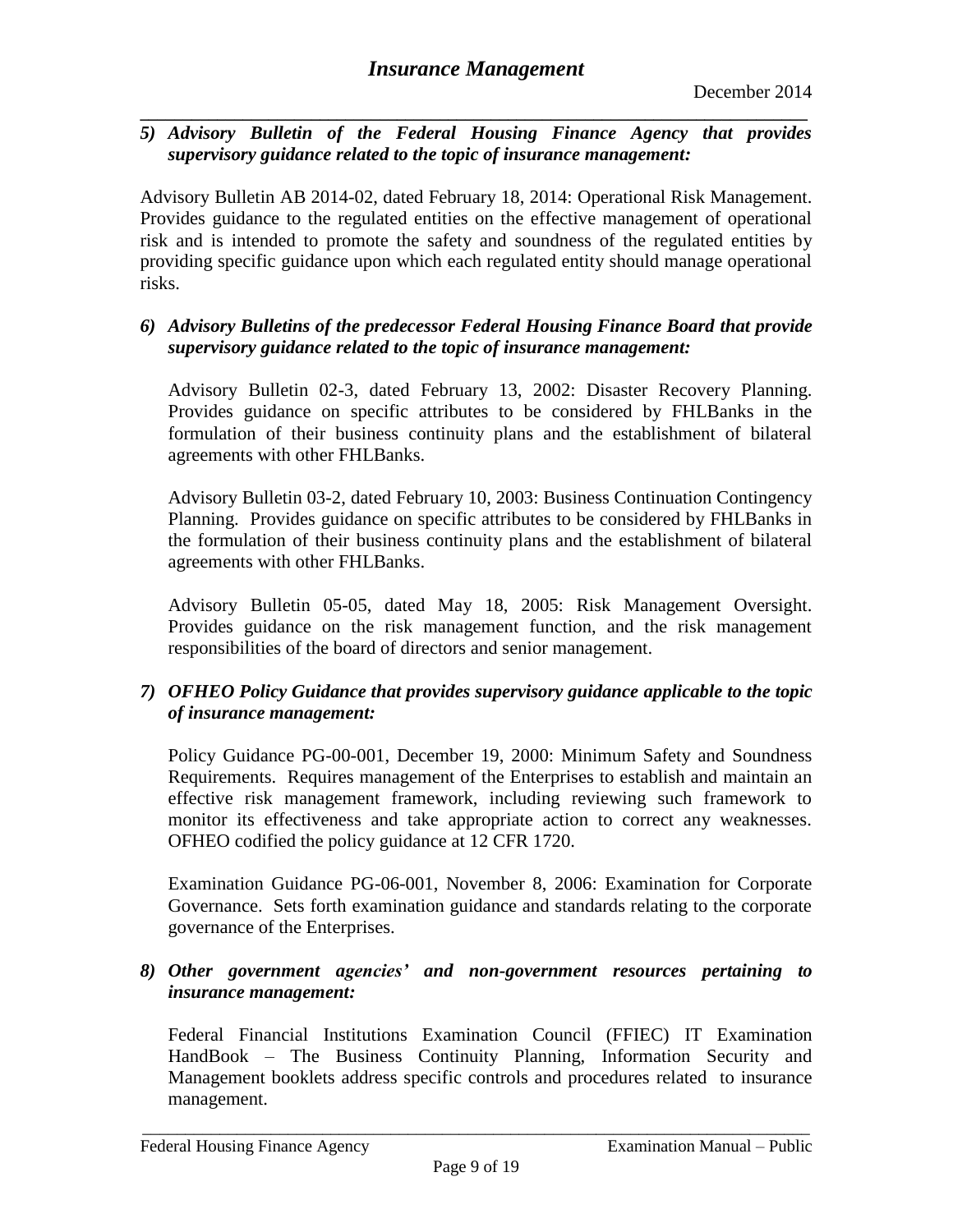*5) Advisory Bulletin of the Federal Housing Finance Agency that provides supervisory guidance related to the topic of insurance management:*

Advisory Bulletin AB 2014-02, dated February 18, 2014: Operational Risk Management. Provides guidance to the regulated entities on the effective management of operational risk and is intended to promote the safety and soundness of the regulated entities by providing specific guidance upon which each regulated entity should manage operational risks.

*6) Advisory Bulletins of the predecessor Federal Housing Finance Board that provide supervisory guidance related to the topic of insurance management:*

Advisory Bulletin 02-3, dated February 13, 2002: Disaster Recovery Planning. Provides guidance on specific attributes to be considered by FHLBanks in the formulation of their business continuity plans and the establishment of bilateral agreements with other FHLBanks.

Advisory Bulletin 03-2, dated February 10, 2003: Business Continuation Contingency Planning. Provides guidance on specific attributes to be considered by FHLBanks in the formulation of their business continuity plans and the establishment of bilateral agreements with other FHLBanks.

Advisory Bulletin 05-05, dated May 18, 2005: Risk Management Oversight. Provides guidance on the risk management function, and the risk management responsibilities of the board of directors and senior management.

*7) OFHEO Policy Guidance that provides supervisory guidance applicable to the topic of insurance management:*

Policy Guidance PG-00-001, December 19, 2000: Minimum Safety and Soundness Requirements. Requires management of the Enterprises to establish and maintain an effective risk management framework, including reviewing such framework to monitor its effectiveness and take appropriate action to correct any weaknesses. OFHEO codified the policy guidance at 12 CFR 1720.

Examination Guidance PG-06-001, November 8, 2006: Examination for Corporate Governance. Sets forth examination guidance and standards relating to the corporate governance of the Enterprises.

*8) Other government agencies' and non-government resources pertaining to insurance management:*

Federal Financial Institutions Examination Council (FFIEC) IT Examination HandBook – The Business Continuity Planning, Information Security and Management booklets address specific controls and procedures related to insurance management.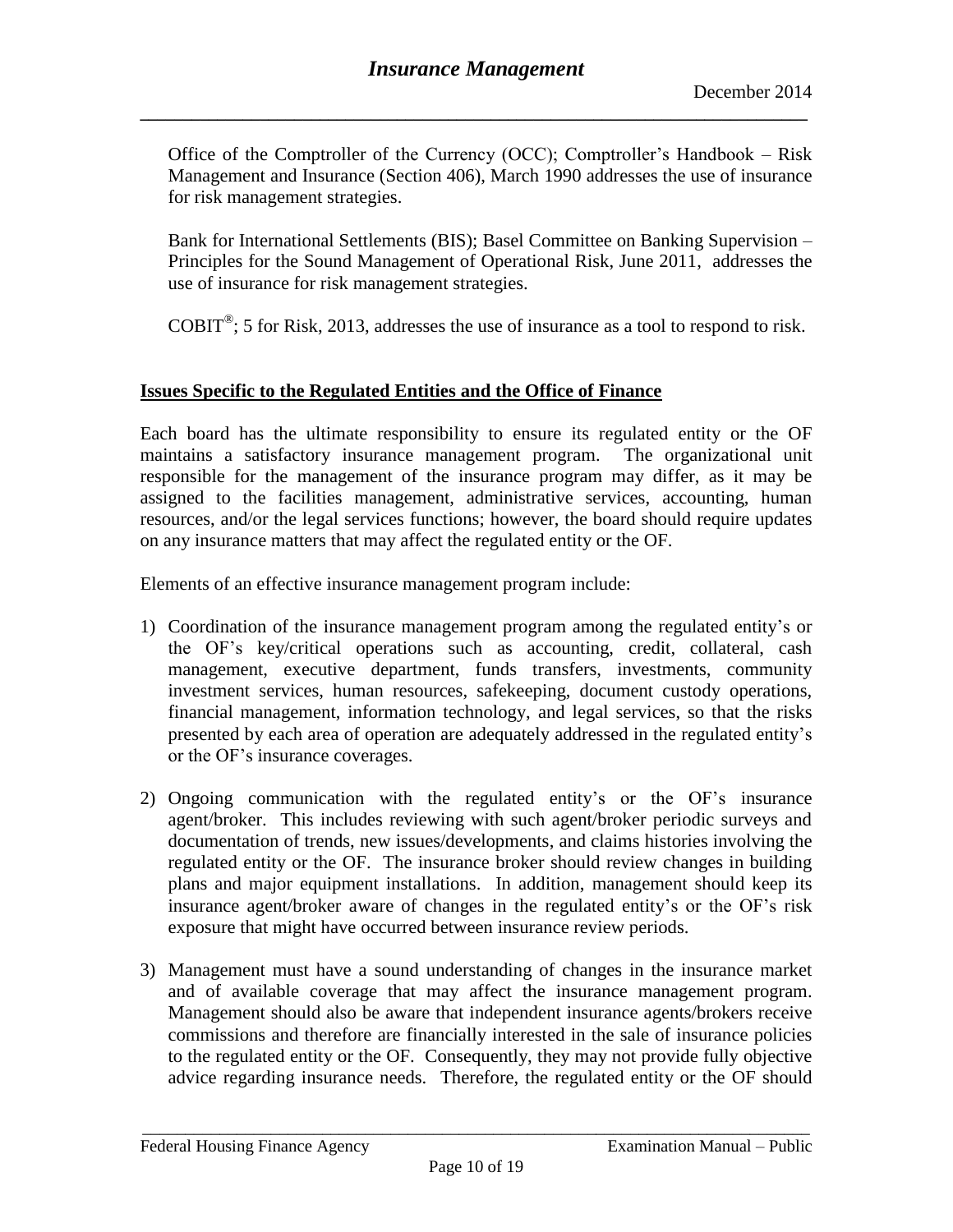Office of the Comptroller of the Currency (OCC); Comptroller's Handbook – Risk Management and Insurance (Section 406), March 1990 addresses the use of insurance for risk management strategies.

Bank for International Settlements (BIS); Basel Committee on Banking Supervision – Principles for the Sound Management of Operational Risk, June 2011, addresses the use of insurance for risk management strategies.

COBIT®; 5 for Risk, 2013, addresses the use of insurance as a tool to respond to risk.

**Issues Specific to the Regulated Entities and the Office of Finance**

Each board has the ultimate responsibility to ensure its regulated entity or the OF maintains a satisfactory insurance management program. The organizational unit responsible for the management of the insurance program may differ, as it may be assigned to the facilities management, administrative services, accounting, human resources, and/or the legal services functions; however, the board should require updates on any insurance matters that may affect the regulated entity or the OF.

Elements of an effective insurance management program include:

1) Coordination of the insurance management program among the regulated entity's or the OF's key/critical operations such as accounting, credit, collateral, cash management, executive department, funds transfers, investments, community investment services, human resources, safekeeping, document custody operations, financial management, information technology, and legal services, so that the risks presented by each area of operation are adequately addressed in the regulated entity's or the OF's insurance coverages.

2) Ongoing communication with the regulated entity's or the OF's insurance agent/broker. This includes reviewing with such agent/broker periodic surveys and documentation of trends, new issues/developments, and claims histories involving the regulated entity or the OF. The insurance broker should review changes in building plans and major equipment installations. In addition, management should keep its insurance agent/broker aware of changes in the regulated entity's or the OF's risk exposure that might have occurred between insurance review periods.

3) Management must have a sound understanding of changes in the insurance market and of available coverage that may affect the insurance management program. Management should also be aware that independent insurance agents/brokers receive commissions and therefore are financially interested in the sale of insurance policies to the regulated entity or the OF. Consequently, they may not provide fully objective advice regarding insurance needs. Therefore, the regulated entity or the OF should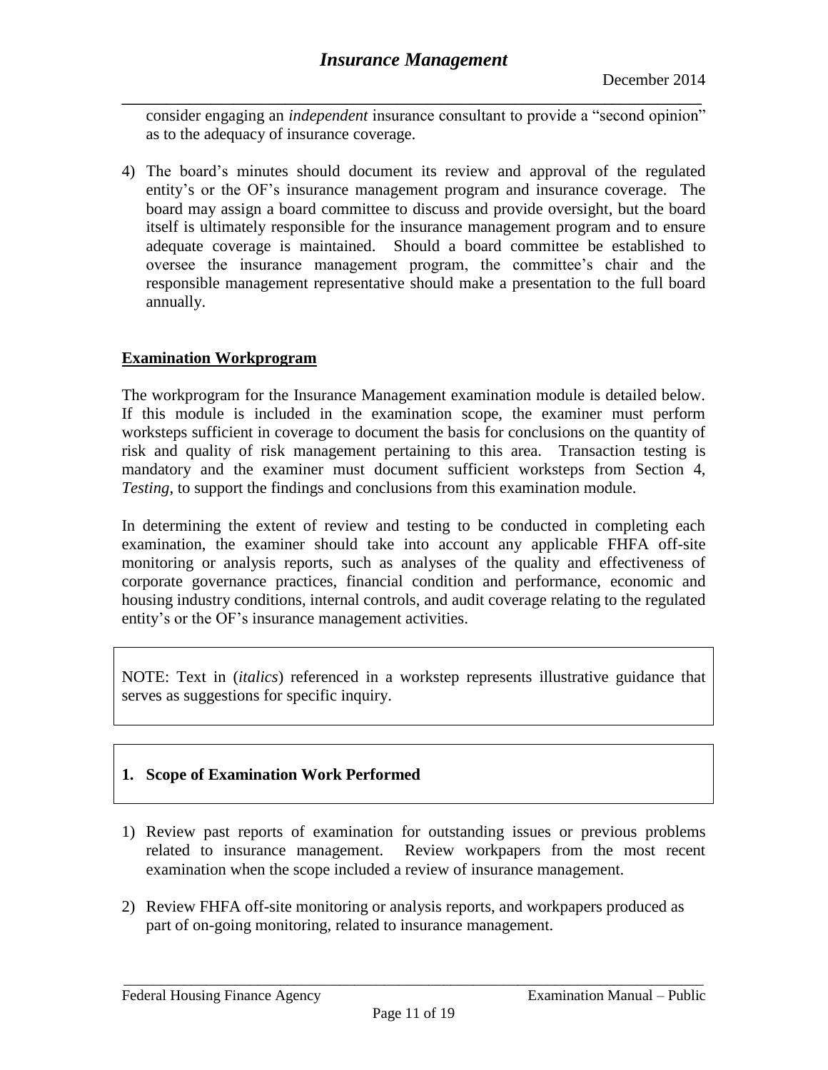consider engaging an *independent* insurance consultant to provide a "second opinion" as to the adequacy of insurance coverage.

4) The board's minutes should document its review and approval of the regulated entity's or the OF's insurance management program and insurance coverage. The board may assign a board committee to discuss and provide oversight, but the board itself is ultimately responsible for the insurance management program and to ensure adequate coverage is maintained. Should a board committee be established to oversee the insurance management program, the committee's chair and the responsible management representative should make a presentation to the full board annually.

## Examination Workprogram

The workprogram for the Insurance Management examination module is detailed below. If this module is included in the examination scope, the examiner must perform worksteps sufficient in coverage to document the basis for conclusions on the quantity of risk and quality of risk management pertaining to this area. Transaction testing is mandatory and the examiner must document sufficient worksteps from Section 4, *Testing*, to support the findings and conclusions from this examination module.

In determining the extent of review and testing to be conducted in completing each examination, the examiner should take into account any applicable FHFA off-site monitoring or analysis reports, such as analyses of the quality and effectiveness of corporate governance practices, financial condition and performance, economic and housing industry conditions, internal controls, and audit coverage relating to the regulated entity's or the OF's insurance management activities.

NOTE: Text in (*italics*) referenced in a workstep represents illustrative guidance that serves as suggestions for specific inquiry.

### 1. Scope of Examination Work Performed

1) Review past reports of examination for outstanding issues or previous problems related to insurance management. Review workpapers from the most recent examination when the scope included a review of insurance management.

2) Review FHFA off-site monitoring or analysis reports, and workpapers produced as part of on-going monitoring, related to insurance management.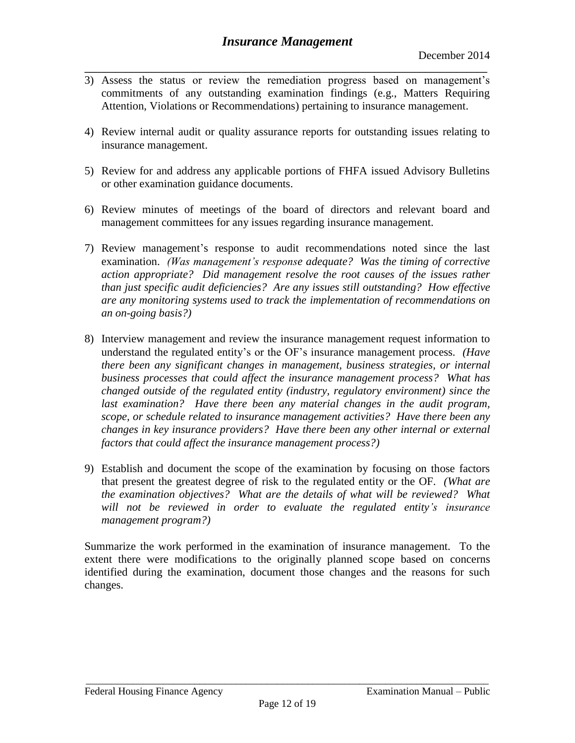3) Assess the status or review the remediation progress based on management's commitments of any outstanding examination findings (e.g., Matters Requiring Attention, Violations or Recommendations) pertaining to insurance management.

4) Review internal audit or quality assurance reports for outstanding issues relating to insurance management.

5) Review for and address any applicable portions of FHFA issued Advisory Bulletins or other examination guidance documents.

6) Review minutes of meetings of the board of directors and relevant board and management committees for any issues regarding insurance management.

7) Review management's response to audit recommendations noted since the last examination. *(Was management's response adequate? Was the timing of corrective action appropriate? Did management resolve the root causes of the issues rather than just specific audit deficiencies? Are any issues still outstanding? How effective are any monitoring systems used to track the implementation of recommendations on an on-going basis?)*

8) Interview management and review the insurance management request information to understand the regulated entity's or the OF's insurance management process. *(Have there been any significant changes in management, business strategies, or internal business processes that could affect the insurance management process? What has changed outside of the regulated entity (industry, regulatory environment) since the last examination? Have there been any material changes in the audit program, scope, or schedule related to insurance management activities? Have there been any changes in key insurance providers? Have there been any other internal or external factors that could affect the insurance management process?)*

9) Establish and document the scope of the examination by focusing on those factors that present the greatest degree of risk to the regulated entity or the OF. *(What are the examination objectives? What are the details of what will be reviewed? What will not be reviewed in order to evaluate the regulated entity's insurance management program?)*

Summarize the work performed in the examination of insurance management. To the extent there were modifications to the originally planned scope based on concerns identified during the examination, document those changes and the reasons for such changes.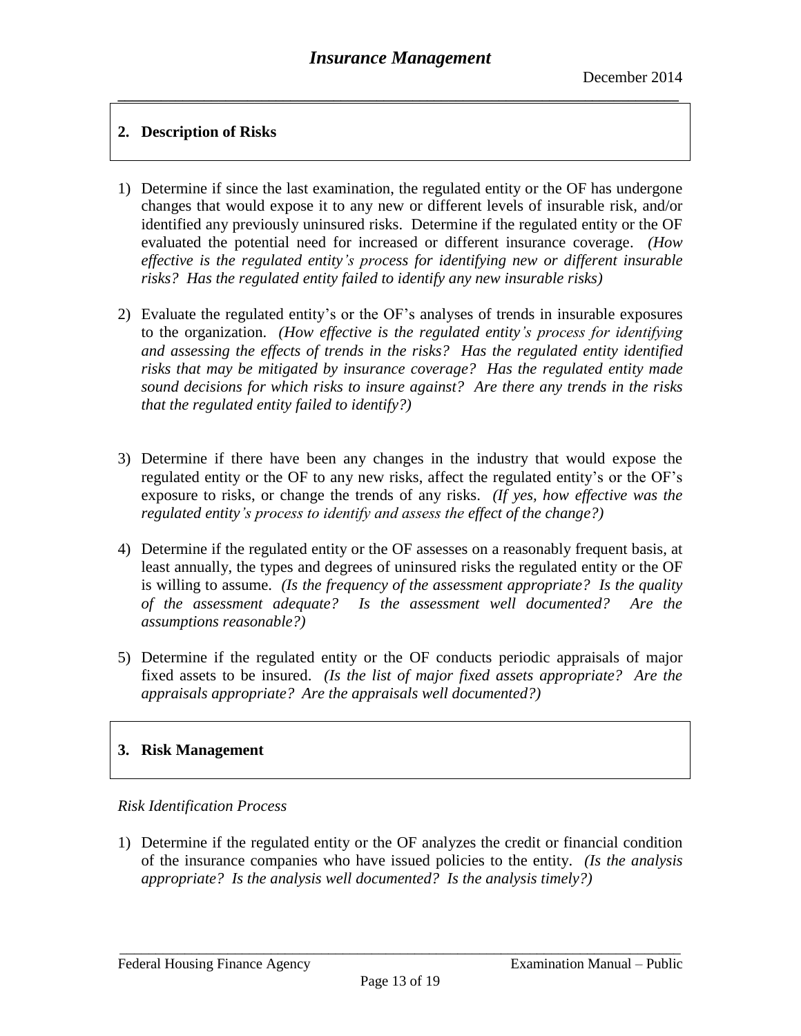## 2. Description of Risks

1) Determine if since the last examination, the regulated entity or the OF has undergone changes that would expose it to any new or different levels of insurable risk, and/or identified any previously uninsured risks. Determine if the regulated entity or the OF evaluated the potential need for increased or different insurance coverage. *(How effective is the regulated entity's process for identifying new or different insurable risks? Has the regulated entity failed to identify any new insurable risks)*

2) Evaluate the regulated entity's or the OF's analyses of trends in insurable exposures to the organization. *(How effective is the regulated entity's process for identifying and assessing the effects of trends in the risks? Has the regulated entity identified risks that may be mitigated by insurance coverage? Has the regulated entity made sound decisions for which risks to insure against? Are there any trends in the risks that the regulated entity failed to identify?)*

3) Determine if there have been any changes in the industry that would expose the regulated entity or the OF to any new risks, affect the regulated entity's or the OF's exposure to risks, or change the trends of any risks. *(If yes, how effective was the regulated entity's process to identify and assess the effect of the change?)*

4) Determine if the regulated entity or the OF assesses on a reasonably frequent basis, at least annually, the types and degrees of uninsured risks the regulated entity or the OF is willing to assume. *(Is the frequency of the assessment appropriate? Is the quality of the assessment adequate? Is the assessment well documented? Are the assumptions reasonable?)*

5) Determine if the regulated entity or the OF conducts periodic appraisals of major fixed assets to be insured. *(Is the list of major fixed assets appropriate? Are the appraisals appropriate? Are the appraisals well documented?)*

## 3. Risk Management

*Risk Identification Process*

1) Determine if the regulated entity or the OF analyzes the credit or financial condition of the insurance companies who have issued policies to the entity. *(Is the analysis appropriate? Is the analysis well documented? Is the analysis timely?)*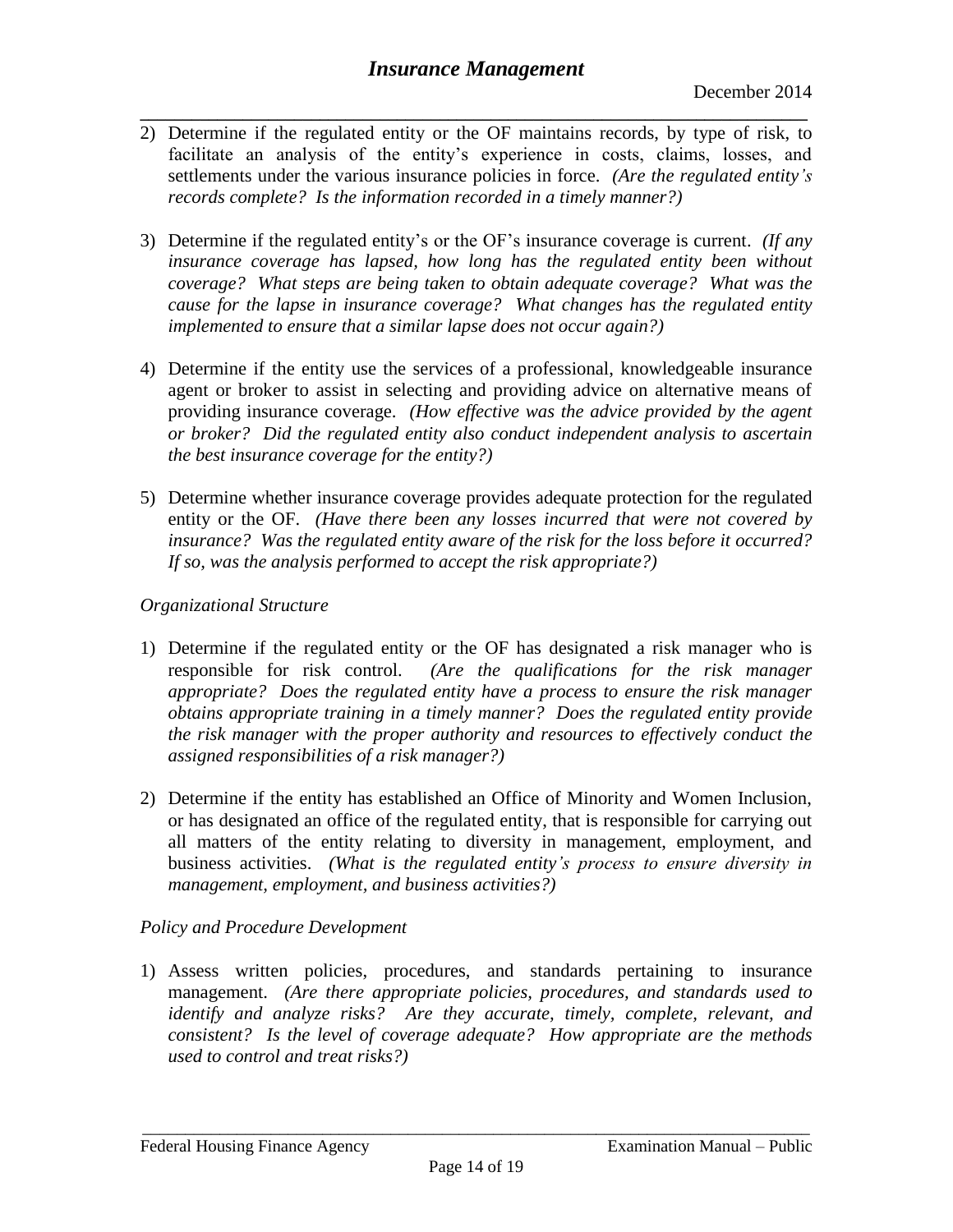2) Determine if the regulated entity or the OF maintains records, by type of risk, to facilitate an analysis of the entity's experience in costs, claims, losses, and settlements under the various insurance policies in force. *(Are the regulated entity's records complete? Is the information recorded in a timely manner?)*

3) Determine if the regulated entity's or the OF's insurance coverage is current. *(If any insurance coverage has lapsed, how long has the regulated entity been without coverage? What steps are being taken to obtain adequate coverage? What was the cause for the lapse in insurance coverage? What changes has the regulated entity implemented to ensure that a similar lapse does not occur again?)*

4) Determine if the entity use the services of a professional, knowledgeable insurance agent or broker to assist in selecting and providing advice on alternative means of providing insurance coverage. *(How effective was the advice provided by the agent or broker? Did the regulated entity also conduct independent analysis to ascertain the best insurance coverage for the entity?)*

5) Determine whether insurance coverage provides adequate protection for the regulated entity or the OF. *(Have there been any losses incurred that were not covered by insurance? Was the regulated entity aware of the risk for the loss before it occurred? If so, was the analysis performed to accept the risk appropriate?)*

*Organizational Structure*

1) Determine if the regulated entity or the OF has designated a risk manager who is responsible for risk control. *(Are the qualifications for the risk manager appropriate? Does the regulated entity have a process to ensure the risk manager obtains appropriate training in a timely manner? Does the regulated entity provide the risk manager with the proper authority and resources to effectively conduct the assigned responsibilities of a risk manager?)*

2) Determine if the entity has established an Office of Minority and Women Inclusion, or has designated an office of the regulated entity, that is responsible for carrying out all matters of the entity relating to diversity in management, employment, and business activities. *(What is the regulated entity's process to ensure diversity in management, employment, and business activities?)*

*Policy and Procedure Development*

1) Assess written policies, procedures, and standards pertaining to insurance management. *(Are there appropriate policies, procedures, and standards used to identify and analyze risks? Are they accurate, timely, complete, relevant, and consistent? Is the level of coverage adequate? How appropriate are the methods used to control and treat risks?)*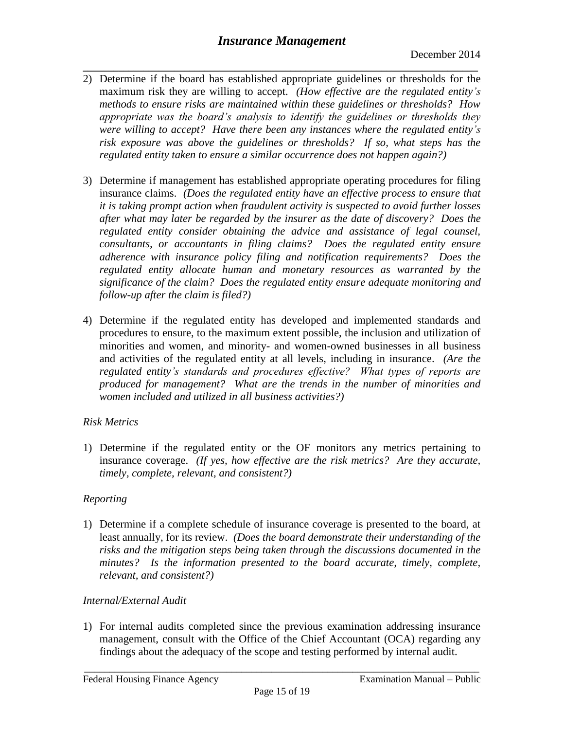2) Determine if the board has established appropriate guidelines or thresholds for the maximum risk they are willing to accept. *(How effective are the regulated entity's methods to ensure risks are maintained within these guidelines or thresholds? How appropriate was the board's analysis to identify the guidelines or thresholds they were willing to accept? Have there been any instances where the regulated entity's risk exposure was above the guidelines or thresholds? If so, what steps has the regulated entity taken to ensure a similar occurrence does not happen again?)*

3) Determine if management has established appropriate operating procedures for filing insurance claims. *(Does the regulated entity have an effective process to ensure that it is taking prompt action when fraudulent activity is suspected to avoid further losses after what may later be regarded by the insurer as the date of discovery? Does the regulated entity consider obtaining the advice and assistance of legal counsel, consultants, or accountants in filing claims? Does the regulated entity ensure adherence with insurance policy filing and notification requirements? Does the regulated entity allocate human and monetary resources as warranted by the significance of the claim? Does the regulated entity ensure adequate monitoring and follow-up after the claim is filed?)*

4) Determine if the regulated entity has developed and implemented standards and procedures to ensure, to the maximum extent possible, the inclusion and utilization of minorities and women, and minority- and women-owned businesses in all business and activities of the regulated entity at all levels, including in insurance. *(Are the regulated entity's standards and procedures effective? What types of reports are produced for management? What are the trends in the number of minorities and women included and utilized in all business activities?)*

*Risk Metrics*

1) Determine if the regulated entity or the OF monitors any metrics pertaining to insurance coverage. *(If yes, how effective are the risk metrics? Are they accurate, timely, complete, relevant, and consistent?)*

*Reporting*

1) Determine if a complete schedule of insurance coverage is presented to the board, at least annually, for its review. *(Does the board demonstrate their understanding of the risks and the mitigation steps being taken through the discussions documented in the minutes? Is the information presented to the board accurate, timely, complete, relevant, and consistent?)*

*Internal/External Audit*

1) For internal audits completed since the previous examination addressing insurance management, consult with the Office of the Chief Accountant (OCA) regarding any findings about the adequacy of the scope and testing performed by internal audit.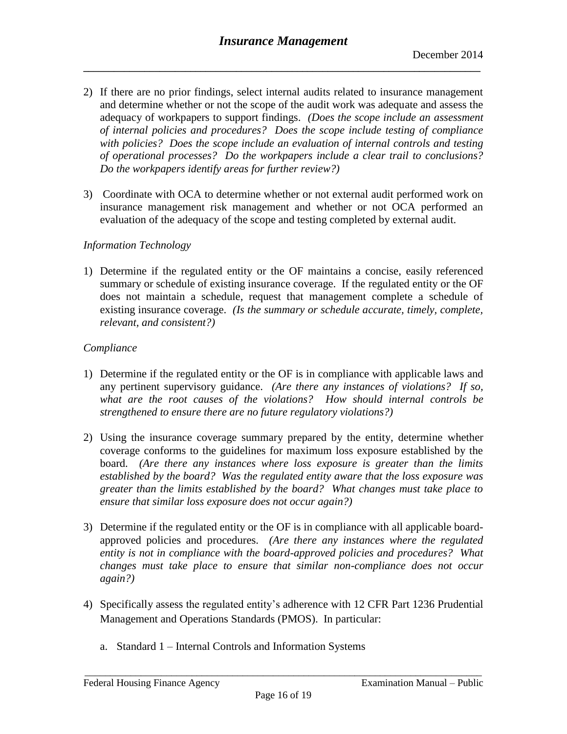2) If there are no prior findings, select internal audits related to insurance management and determine whether or not the scope of the audit work was adequate and assess the adequacy of workpapers to support findings. *(Does the scope include an assessment of internal policies and procedures? Does the scope include testing of compliance with policies? Does the scope include an evaluation of internal controls and testing of operational processes? Do the workpapers include a clear trail to conclusions? Do the workpapers identify areas for further review?)*

3) Coordinate with OCA to determine whether or not external audit performed work on insurance management risk management and whether or not OCA performed an evaluation of the adequacy of the scope and testing completed by external audit.

*Information Technology*

1) Determine if the regulated entity or the OF maintains a concise, easily referenced summary or schedule of existing insurance coverage. If the regulated entity or the OF does not maintain a schedule, request that management complete a schedule of existing insurance coverage. *(Is the summary or schedule accurate, timely, complete, relevant, and consistent?)*

*Compliance*

1) Determine if the regulated entity or the OF is in compliance with applicable laws and any pertinent supervisory guidance. *(Are there any instances of violations? If so, what are the root causes of the violations? How should internal controls be strengthened to ensure there are no future regulatory violations?)*

2) Using the insurance coverage summary prepared by the entity, determine whether coverage conforms to the guidelines for maximum loss exposure established by the board. *(Are there any instances where loss exposure is greater than the limits established by the board? Was the regulated entity aware that the loss exposure was greater than the limits established by the board? What changes must take place to ensure that similar loss exposure does not occur again?)*

3) Determine if the regulated entity or the OF is in compliance with all applicable board-approved policies and procedures. *(Are there any instances where the regulated entity is not in compliance with the board-approved policies and procedures? What changes must take place to ensure that similar non-compliance does not occur again?)*

4) Specifically assess the regulated entity's adherence with 12 CFR Part 1236 Prudential Management and Operations Standards (PMOS). In particular:

   a. Standard 1 – Internal Controls and Information Systems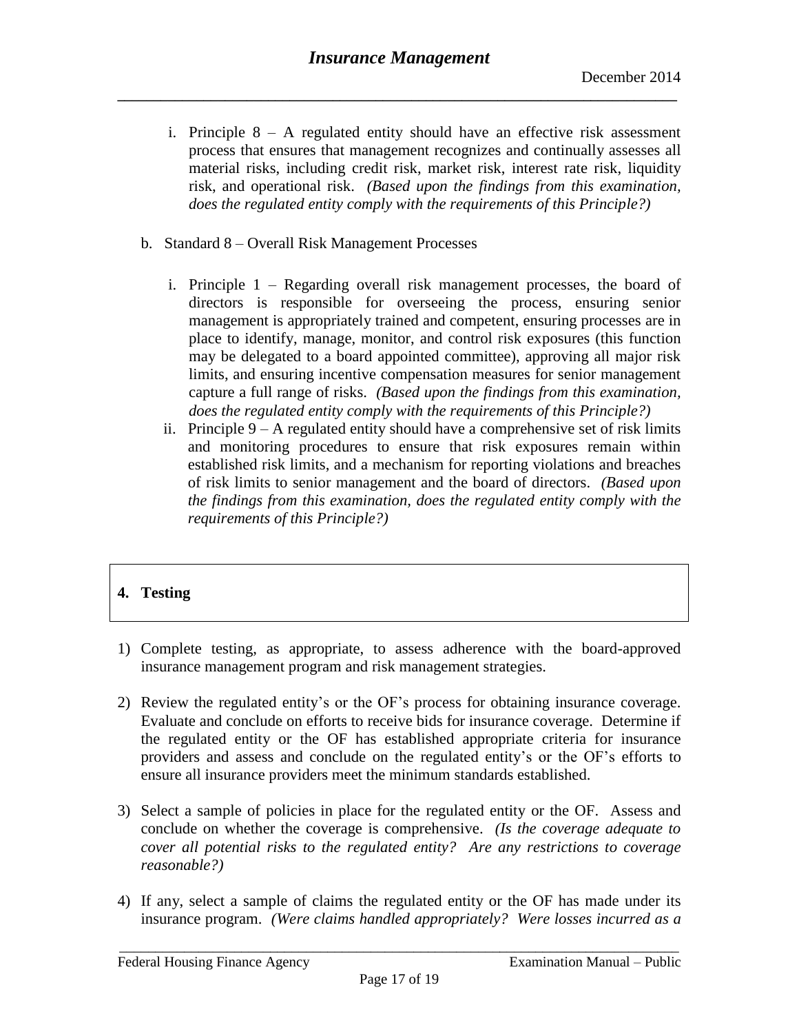i. Principle 8 – A regulated entity should have an effective risk assessment process that ensures that management recognizes and continually assesses all material risks, including credit risk, market risk, interest rate risk, liquidity risk, and operational risk. *(Based upon the findings from this examination, does the regulated entity comply with the requirements of this Principle?)*

b. Standard 8 – Overall Risk Management Processes

i. Principle 1 – Regarding overall risk management processes, the board of directors is responsible for overseeing the process, ensuring senior management is appropriately trained and competent, ensuring processes are in place to identify, manage, monitor, and control risk exposures (this function may be delegated to a board appointed committee), approving all major risk limits, and ensuring incentive compensation measures for senior management capture a full range of risks. *(Based upon the findings from this examination, does the regulated entity comply with the requirements of this Principle?)*

ii. Principle 9 – A regulated entity should have a comprehensive set of risk limits and monitoring procedures to ensure that risk exposures remain within established risk limits, and a mechanism for reporting violations and breaches of risk limits to senior management and the board of directors. *(Based upon the findings from this examination, does the regulated entity comply with the requirements of this Principle?)*

## 4. Testing

1) Complete testing, as appropriate, to assess adherence with the board-approved insurance management program and risk management strategies.

2) Review the regulated entity's or the OF's process for obtaining insurance coverage. Evaluate and conclude on efforts to receive bids for insurance coverage. Determine if the regulated entity or the OF has established appropriate criteria for insurance providers and assess and conclude on the regulated entity's or the OF's efforts to ensure all insurance providers meet the minimum standards established.

3) Select a sample of policies in place for the regulated entity or the OF. Assess and conclude on whether the coverage is comprehensive. *(Is the coverage adequate to cover all potential risks to the regulated entity? Are any restrictions to coverage reasonable?)*

4) If any, select a sample of claims the regulated entity or the OF has made under its insurance program. *(Were claims handled appropriately? Were losses incurred as a*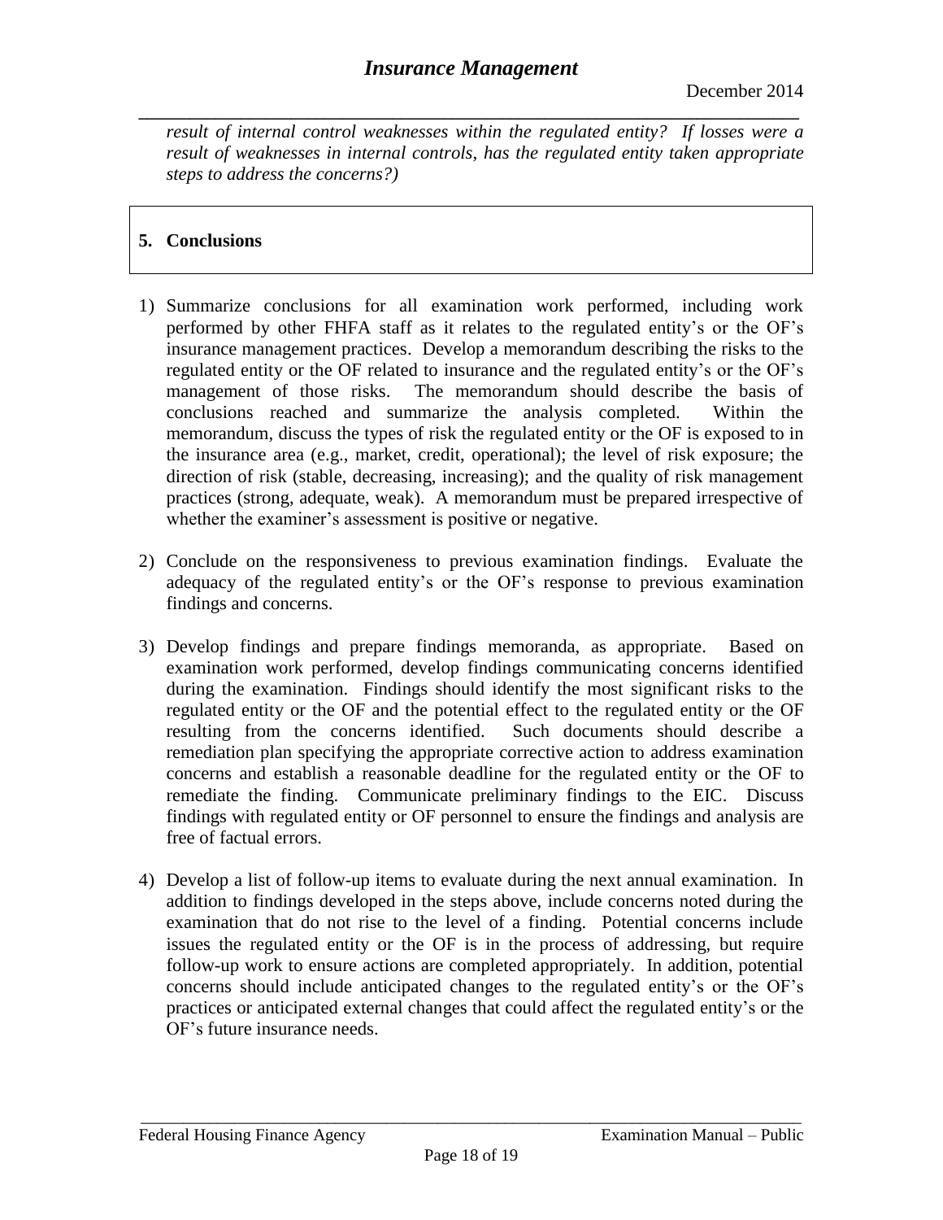*result of internal control weaknesses within the regulated entity? If losses were a result of weaknesses in internal controls, has the regulated entity taken appropriate steps to address the concerns?)*

## 5. Conclusions

1) Summarize conclusions for all examination work performed, including work performed by other FHFA staff as it relates to the regulated entity's or the OF's insurance management practices. Develop a memorandum describing the risks to the regulated entity or the OF related to insurance and the regulated entity's or the OF's management of those risks. The memorandum should describe the basis of conclusions reached and summarize the analysis completed. Within the memorandum, discuss the types of risk the regulated entity or the OF is exposed to in the insurance area (e.g., market, credit, operational); the level of risk exposure; the direction of risk (stable, decreasing, increasing); and the quality of risk management practices (strong, adequate, weak). A memorandum must be prepared irrespective of whether the examiner's assessment is positive or negative.

2) Conclude on the responsiveness to previous examination findings. Evaluate the adequacy of the regulated entity's or the OF's response to previous examination findings and concerns.

3) Develop findings and prepare findings memoranda, as appropriate. Based on examination work performed, develop findings communicating concerns identified during the examination. Findings should identify the most significant risks to the regulated entity or the OF and the potential effect to the regulated entity or the OF resulting from the concerns identified. Such documents should describe a remediation plan specifying the appropriate corrective action to address examination concerns and establish a reasonable deadline for the regulated entity or the OF to remediate the finding. Communicate preliminary findings to the EIC. Discuss findings with regulated entity or OF personnel to ensure the findings and analysis are free of factual errors.

4) Develop a list of follow-up items to evaluate during the next annual examination. In addition to findings developed in the steps above, include concerns noted during the examination that do not rise to the level of a finding. Potential concerns include issues the regulated entity or the OF is in the process of addressing, but require follow-up work to ensure actions are completed appropriately. In addition, potential concerns should include anticipated changes to the regulated entity's or the OF's practices or anticipated external changes that could affect the regulated entity's or the OF's future insurance needs.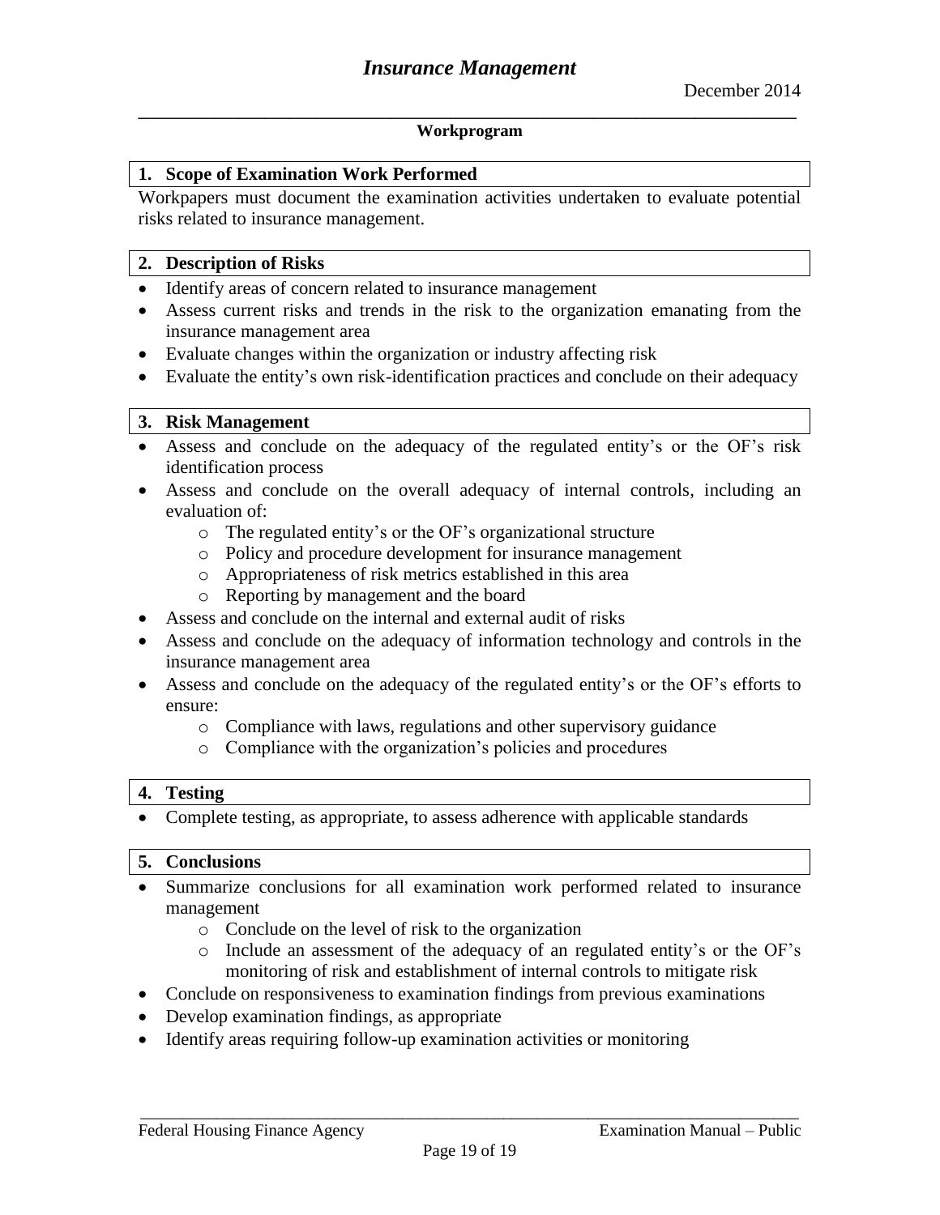## Workprogram

### 1. Scope of Examination Work Performed

Workpapers must document the examination activities undertaken to evaluate potential risks related to insurance management.

### 2. Description of Risks

- Identify areas of concern related to insurance management
- Assess current risks and trends in the risk to the organization emanating from the insurance management area
- Evaluate changes within the organization or industry affecting risk
- Evaluate the entity's own risk-identification practices and conclude on their adequacy

### 3. Risk Management

- Assess and conclude on the adequacy of the regulated entity's or the OF's risk identification process
- Assess and conclude on the overall adequacy of internal controls, including an evaluation of:
  - The regulated entity's or the OF's organizational structure
  - Policy and procedure development for insurance management
  - Appropriateness of risk metrics established in this area
  - Reporting by management and the board
- Assess and conclude on the internal and external audit of risks
- Assess and conclude on the adequacy of information technology and controls in the insurance management area
- Assess and conclude on the adequacy of the regulated entity's or the OF's efforts to ensure:
  - Compliance with laws, regulations and other supervisory guidance
  - Compliance with the organization's policies and procedures

### 4. Testing

- Complete testing, as appropriate, to assess adherence with applicable standards

### 5. Conclusions

- Summarize conclusions for all examination work performed related to insurance management
  - Conclude on the level of risk to the organization
  - Include an assessment of the adequacy of an regulated entity's or the OF's monitoring of risk and establishment of internal controls to mitigate risk
- Conclude on responsiveness to examination findings from previous examinations
- Develop examination findings, as appropriate
- Identify areas requiring follow-up examination activities or monitoring